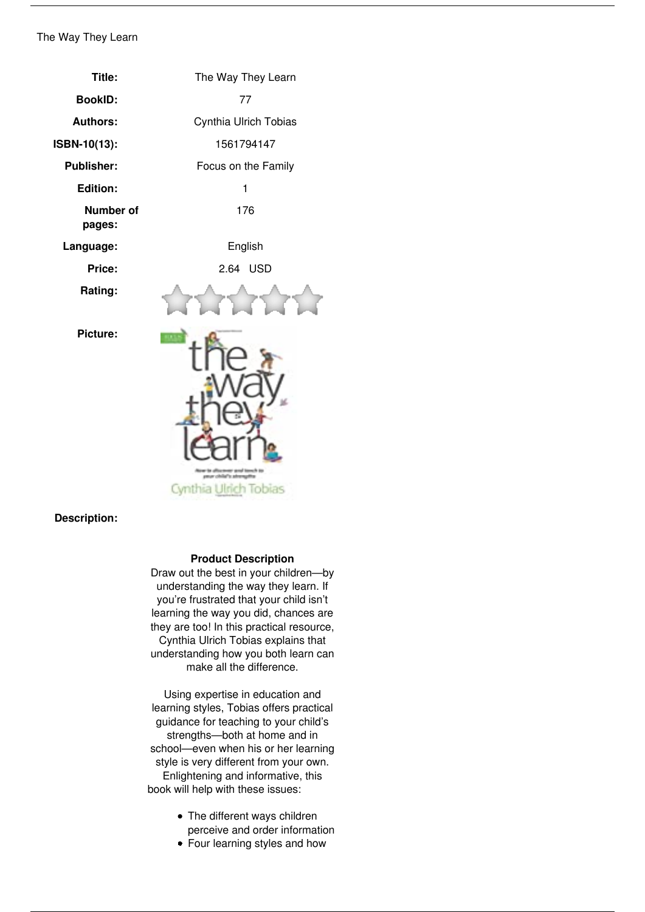The Way They Learn

| | |
|---|---|
| **Title:** | The Way They Learn |
| **BookID:** | 77 |
| **Authors:** | Cynthia Ulrich Tobias |
| **ISBN-10(13):** | 1561794147 |
| **Publisher:** | Focus on the Family |
| **Edition:** | 1 |
| **Number of pages:** | 176 |
| **Language:** | English |
| **Price:** | 2.64 USD |
| **Rating:** | |
| **Picture:** | |

**Description:**

**Product Description**

Draw out the best in your children—by understanding the way they learn. If you're frustrated that your child isn't learning the way you did, chances are they are too! In this practical resource, Cynthia Ulrich Tobias explains that understanding how you both learn can make all the difference.

Using expertise in education and learning styles, Tobias offers practical guidance for teaching to your child's strengths—both at home and in school—even when his or her learning style is very different from your own. Enlightening and informative, this book will help with these issues:

- The different ways children perceive and order information
- Four learning styles and how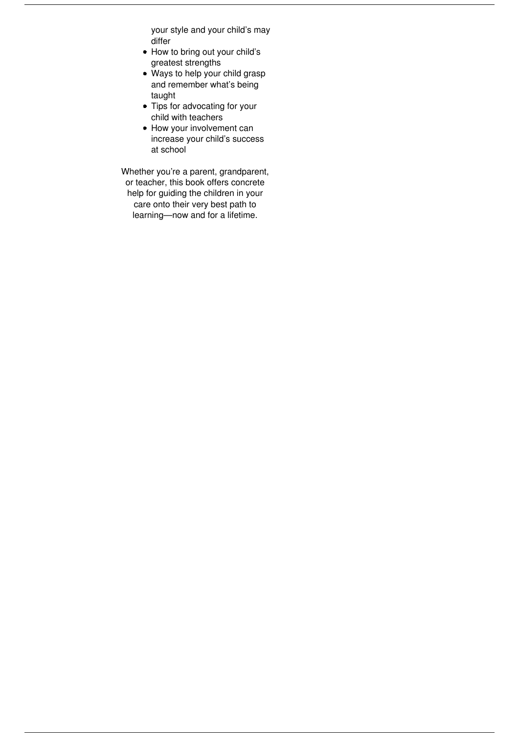your style and your child's may differ

- How to bring out your child's greatest strengths
- Ways to help your child grasp and remember what's being taught
- Tips for advocating for your child with teachers
- How your involvement can increase your child's success at school

Whether you're a parent, grandparent, or teacher, this book offers concrete help for guiding the children in your care onto their very best path to learning—now and for a lifetime.